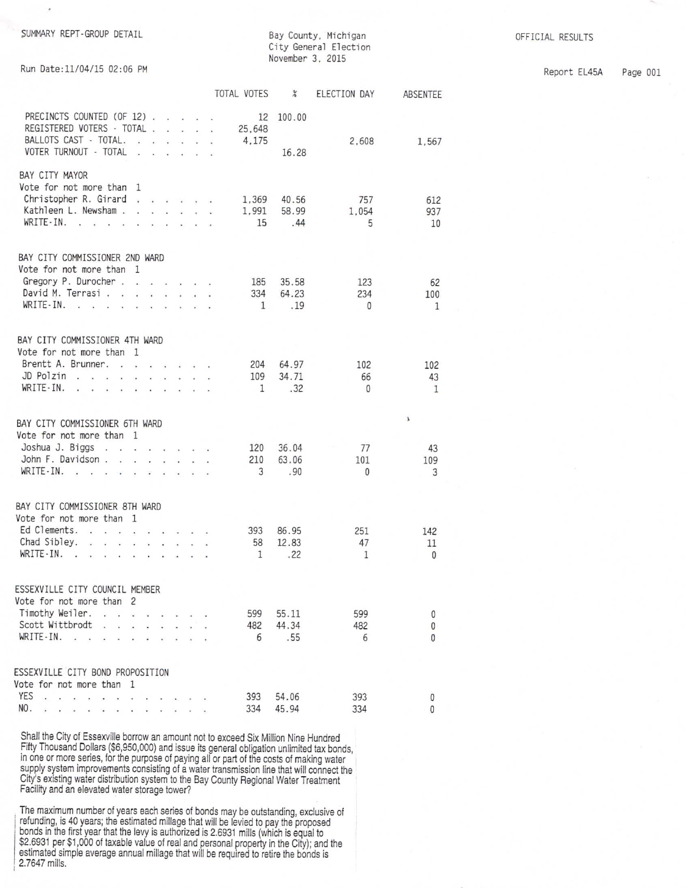SUMMARY REPT-GROUP DETAIL

Bay County, Michigan
City General Election
November 3, 2015

OFFICIAL RESULTS

Run Date:11/04/15 02:06 PM

Report EL45A

| | TOTAL VOTES | % | ELECTION DAY | ABSENTEE |
|---|---|---|---|---|
| PRECINCTS COUNTED (OF 12) | 12 | 100.00 | | |
| REGISTERED VOTERS - TOTAL | 25,648 | | | |
| BALLOTS CAST - TOTAL. | 4,175 | | 2,608 | 1,567 |
| VOTER TURNOUT - TOTAL | | 16.28 | | |
| **BAY CITY MAYOR** | | | | |
| Vote for not more than 1 | | | | |
| Christopher R. Girard | 1,369 | 40.56 | 757 | 612 |
| Kathleen L. Newsham | 1,991 | 58.99 | 1,054 | 937 |
| WRITE-IN. | 15 | .44 | 5 | 10 |
| **BAY CITY COMMISSIONER 2ND WARD** | | | | |
| Vote for not more than 1 | | | | |
| Gregory P. Durocher | 185 | 35.58 | 123 | 62 |
| David M. Terrasi | 334 | 64.23 | 234 | 100 |
| WRITE-IN. | 1 | .19 | 0 | 1 |
| **BAY CITY COMMISSIONER 4TH WARD** | | | | |
| Vote for not more than 1 | | | | |
| Brentt A. Brunner. | 204 | 64.97 | 102 | 102 |
| JD Polzin | 109 | 34.71 | 66 | 43 |
| WRITE-IN. | 1 | .32 | 0 | 1 |
| **BAY CITY COMMISSIONER 6TH WARD** | | | | |
| Vote for not more than 1 | | | | |
| Joshua J. Biggs | 120 | 36.04 | 77 | 43 |
| John F. Davidson | 210 | 63.06 | 101 | 109 |
| WRITE-IN. | 3 | .90 | 0 | 3 |
| **BAY CITY COMMISSIONER 8TH WARD** | | | | |
| Vote for not more than 1 | | | | |
| Ed Clements. | 393 | 86.95 | 251 | 142 |
| Chad Sibley. | 58 | 12.83 | 47 | 11 |
| WRITE-IN. | 1 | .22 | 1 | 0 |
| **ESSEXVILLE CITY COUNCIL MEMBER** | | | | |
| Vote for not more than 2 | | | | |
| Timothy Weiler. | 599 | 55.11 | 599 | 0 |
| Scott Wittbrodt | 482 | 44.34 | 482 | 0 |
| WRITE-IN. | 6 | .55 | 6 | 0 |
| **ESSEXVILLE CITY BOND PROPOSITION** | | | | |
| Vote for not more than 1 | | | | |
| YES | 393 | 54.06 | 393 | 0 |
| NO. | 334 | 45.94 | 334 | 0 |

Shall the City of Essexville borrow an amount not to exceed Six Million Nine Hundred Fifty Thousand Dollars ($6,950,000) and issue its general obligation unlimited tax bonds, in one or more series, for the purpose of paying all or part of the costs of making water supply system improvements consisting of a water transmission line that will connect the City's existing water distribution system to the Bay County Regional Water Treatment Facility and an elevated water storage tower?

The maximum number of years each series of bonds may be outstanding, exclusive of refunding, is 40 years; the estimated millage that will be levied to pay the proposed bonds in the first year that the levy is authorized is 2.6931 mills (which is equal to $2.6931 per $1,000 of taxable value of real and personal property in the City); and the estimated simple average annual millage that will be required to retire the bonds is 2.7647 mills.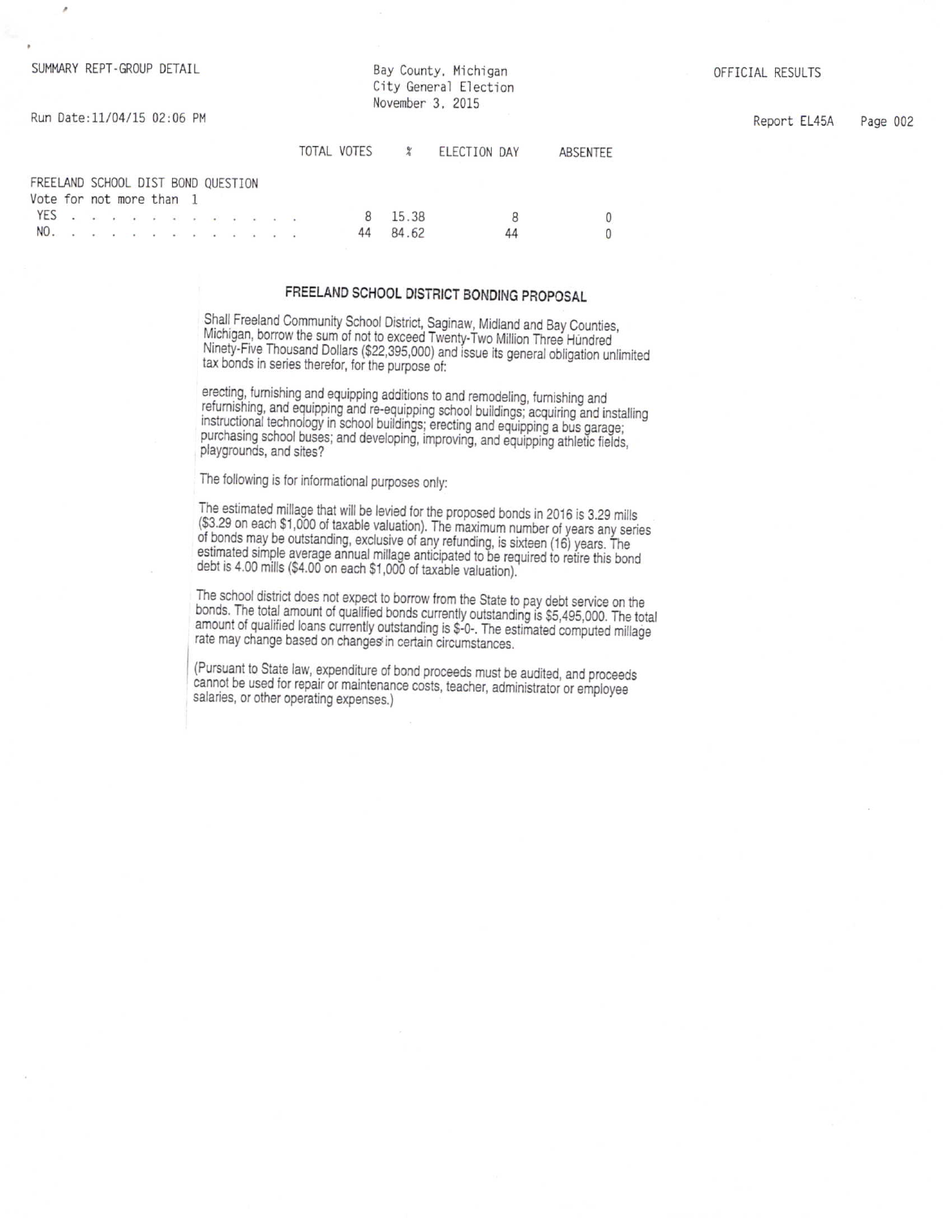SUMMARY REPT-GROUP DETAIL

Bay County, Michigan
City General Election
November 3, 2015

OFFICIAL RESULTS

Run Date:11/04/15 02:06 PM

Report EL45A

| | TOTAL VOTES | % | ELECTION DAY | ABSENTEE |
|---|---|---|---|---|
| **FREELAND SCHOOL DIST BOND QUESTION** | | | | |
| Vote for not more than 1 | | | | |
| YES . . . . . . . . . . . . | 8 | 15.38 | 8 | 0 |
| NO. . . . . . . . . . . . . | 44 | 84.62 | 44 | 0 |

## FREELAND SCHOOL DISTRICT BONDING PROPOSAL

Shall Freeland Community School District, Saginaw, Midland and Bay Counties, Michigan, borrow the sum of not to exceed Twenty-Two Million Three Hundred Ninety-Five Thousand Dollars ($22,395,000) and issue its general obligation unlimited tax bonds in series therefor, for the purpose of:

erecting, furnishing and equipping additions to and remodeling, furnishing and refurnishing, and equipping and re-equipping school buildings; acquiring and installing instructional technology in school buildings; erecting and equipping a bus garage; purchasing school buses; and developing, improving, and equipping athletic fields, playgrounds, and sites?

The following is for informational purposes only:

The estimated millage that will be levied for the proposed bonds in 2016 is 3.29 mills ($3.29 on each $1,000 of taxable valuation). The maximum number of years any series of bonds may be outstanding, exclusive of any refunding, is sixteen (16) years. The estimated simple average annual millage anticipated to be required to retire this bond debt is 4.00 mills ($4.00 on each $1,000 of taxable valuation).

The school district does not expect to borrow from the State to pay debt service on the bonds. The total amount of qualified bonds currently outstanding is $5,495,000. The total amount of qualified loans currently outstanding is $-0-. The estimated computed millage rate may change based on changes in certain circumstances.

(Pursuant to State law, expenditure of bond proceeds must be audited, and proceeds cannot be used for repair or maintenance costs, teacher, administrator or employee salaries, or other operating expenses.)